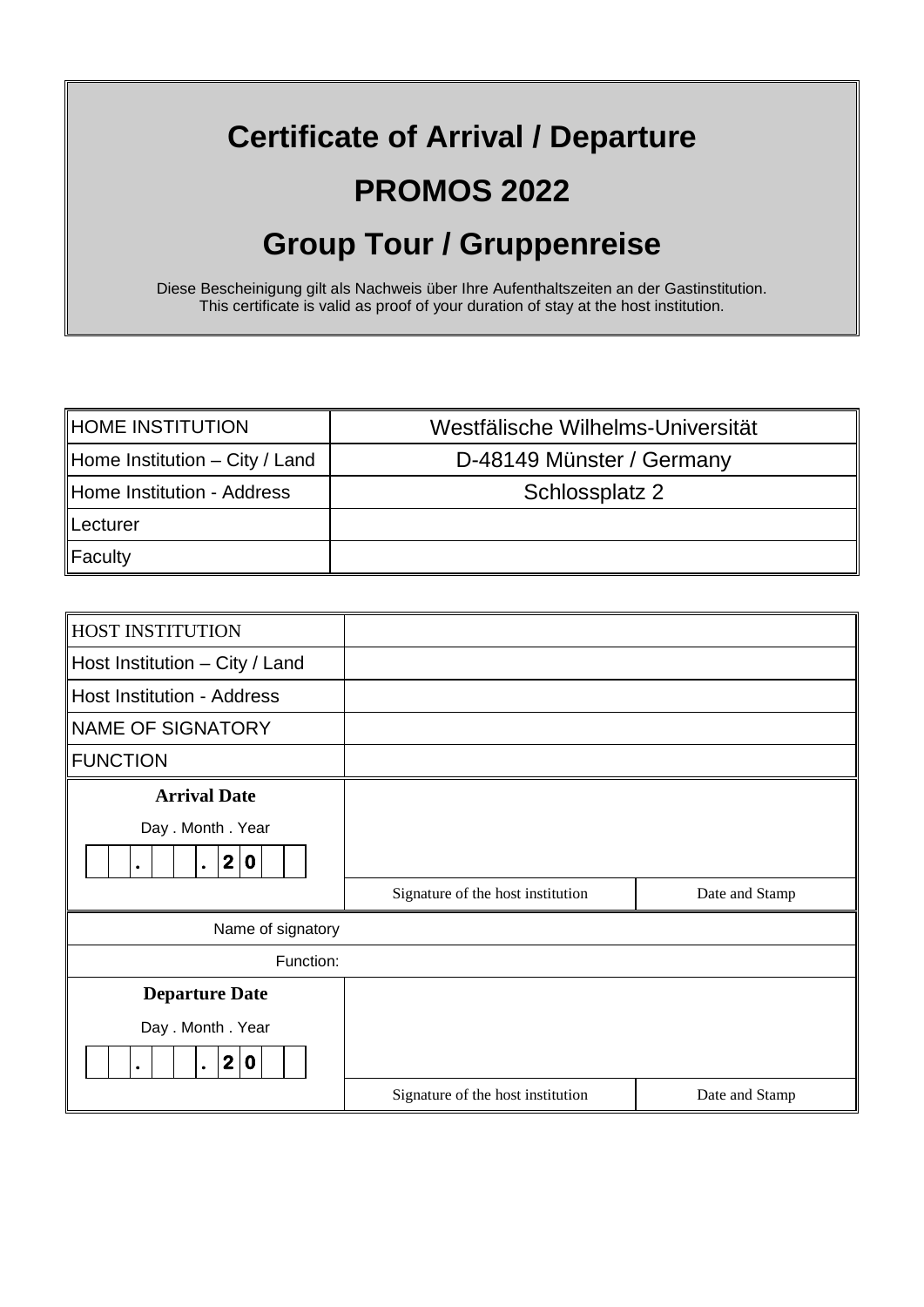# Certificate of Arrival / Departure

# PROMOS 2022

# Group Tour / Gruppenreise

Diese Bescheinigung gilt als Nachweis über Ihre Aufenthaltszeiten an der Gastinstitution.
This certificate is valid as proof of your duration of stay at the host institution.

| HOME INSTITUTION | Westfälische Wilhelms-Universität |
|---|---|
| Home Institution – City / Land | D-48149 Münster / Germany |
| Home Institution - Address | Schlossplatz 2 |
| Lecturer | |
| Faculty | |

| HOST INSTITUTION | | |
|---|---|---|
| Host Institution – City / Land | | |
| Host Institution - Address | | |
| NAME OF SIGNATORY | | |
| FUNCTION | | |
| **Arrival Date**<br>Day . Month . Year<br>_ _ . _ _ . 2 0 _ _ | | |
| | Signature of the host institution | Date and Stamp |
| Name of signatory | | |
| Function: | | |
| **Departure Date**<br>Day . Month . Year<br>_ _ . _ _ . 2 0 _ _ | | |
| | Signature of the host institution | Date and Stamp |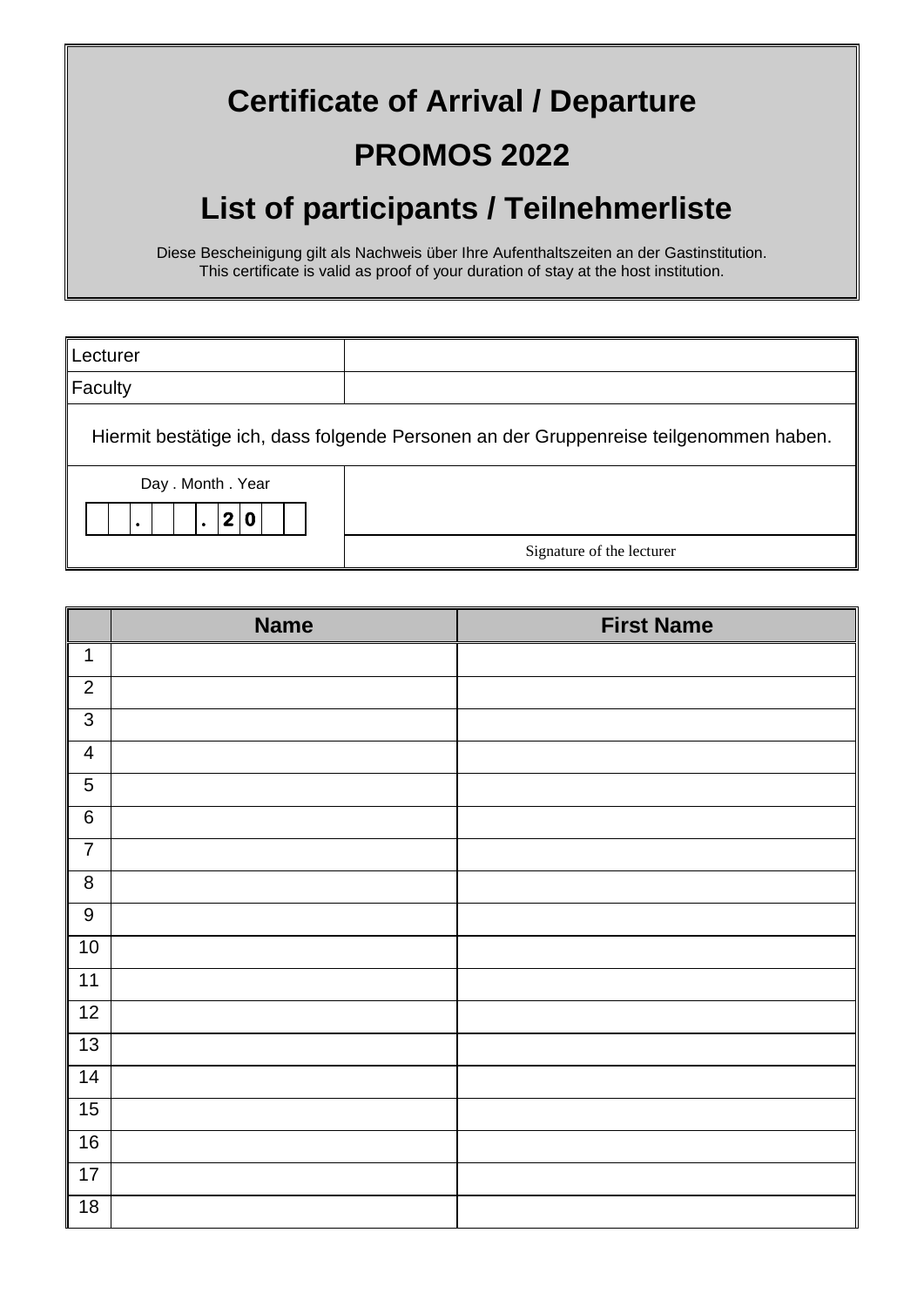# Certificate of Arrival / Departure

# PROMOS 2022

# List of participants / Teilnehmerliste

Diese Bescheinigung gilt als Nachweis über Ihre Aufenthaltszeiten an der Gastinstitution.
This certificate is valid as proof of your duration of stay at the host institution.

| | |
|---|---|
| Lecturer | |
| Faculty | |
| Hiermit bestätige ich, dass folgende Personen an der Gruppenreise teilgenommen haben. | |
| Day . Month . Year<br>__ __ . __ __ . 2 0 __ __ | |
| | Signature of the lecturer |

| | Name | First Name |
|---|---|---|
| 1 | | |
| 2 | | |
| 3 | | |
| 4 | | |
| 5 | | |
| 6 | | |
| 7 | | |
| 8 | | |
| 9 | | |
| 10 | | |
| 11 | | |
| 12 | | |
| 13 | | |
| 14 | | |
| 15 | | |
| 16 | | |
| 17 | | |
| 18 | | |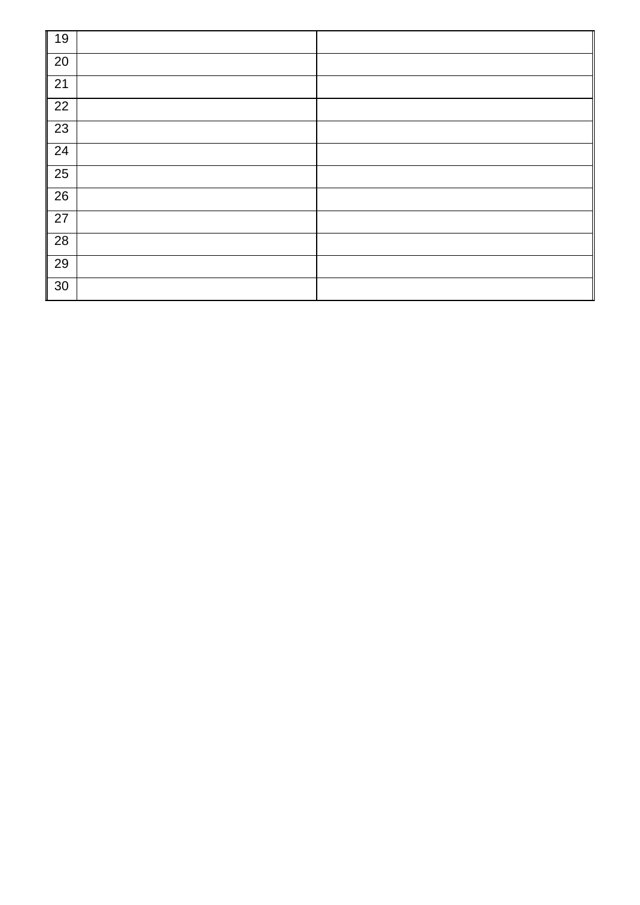| | | |
|---|---|---|
| 19 | | |
| 20 | | |
| 21 | | |
| 22 | | |
| 23 | | |
| 24 | | |
| 25 | | |
| 26 | | |
| 27 | | |
| 28 | | |
| 29 | | |
| 30 | | |